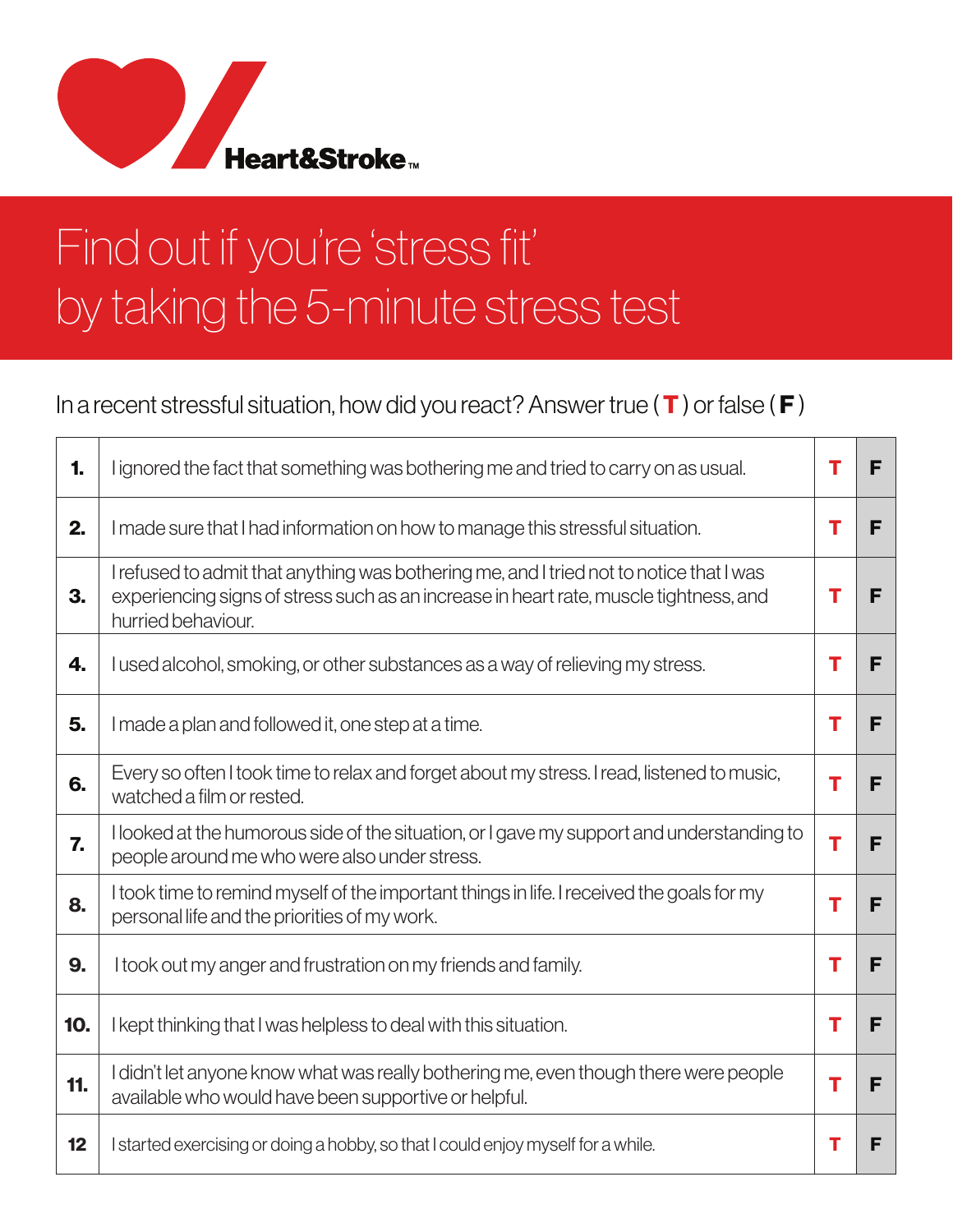Heart&Stroke™

# Find out if you're 'stress fit' by taking the 5-minute stress test

In a recent stressful situation, how did you react? Answer true ( **T** ) or false ( **F** )

| | | | |
|---|---|---|---|
| **1.** | I ignored the fact that something was bothering me and tried to carry on as usual. | **T** | **F** |
| **2.** | I made sure that I had information on how to manage this stressful situation. | **T** | **F** |
| **3.** | I refused to admit that anything was bothering me, and I tried not to notice that I was experiencing signs of stress such as an increase in heart rate, muscle tightness, and hurried behaviour. | **T** | **F** |
| **4.** | I used alcohol, smoking, or other substances as a way of relieving my stress. | **T** | **F** |
| **5.** | I made a plan and followed it, one step at a time. | **T** | **F** |
| **6.** | Every so often I took time to relax and forget about my stress. I read, listened to music, watched a film or rested. | **T** | **F** |
| **7.** | I looked at the humorous side of the situation, or I gave my support and understanding to people around me who were also under stress. | **T** | **F** |
| **8.** | I took time to remind myself of the important things in life. I received the goals for my personal life and the priorities of my work. | **T** | **F** |
| **9.** | I took out my anger and frustration on my friends and family. | **T** | **F** |
| **10.** | I kept thinking that I was helpless to deal with this situation. | **T** | **F** |
| **11.** | I didn't let anyone know what was really bothering me, even though there were people available who would have been supportive or helpful. | **T** | **F** |
| **12** | I started exercising or doing a hobby, so that I could enjoy myself for a while. | **T** | **F** |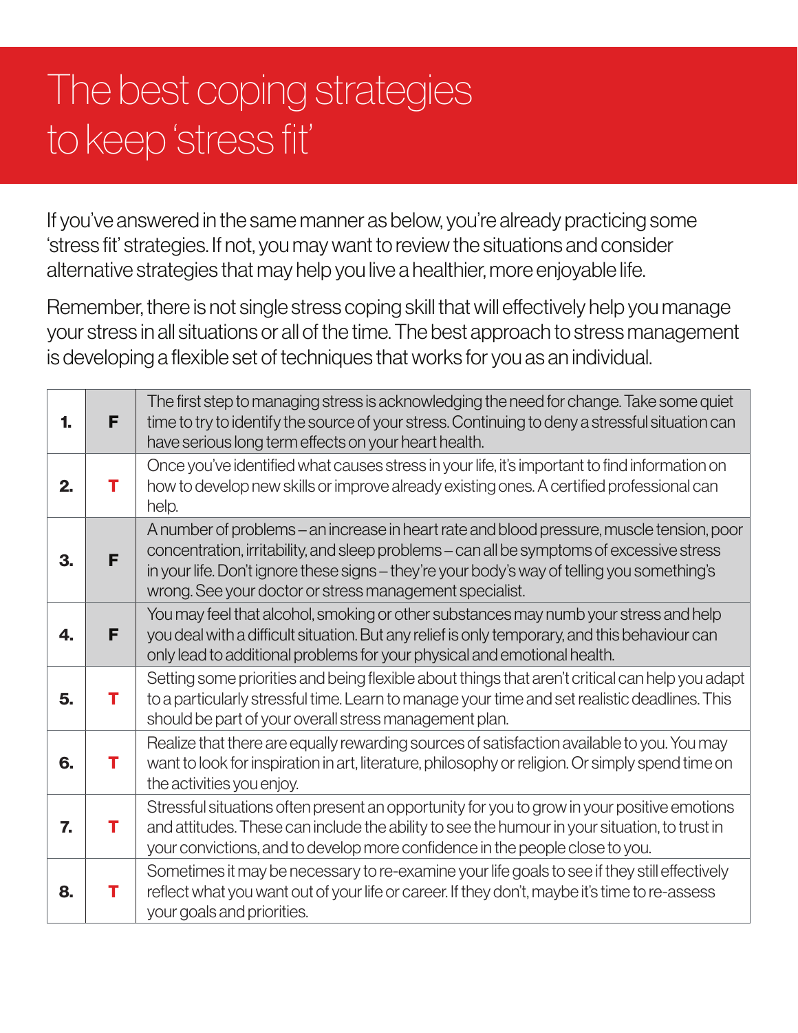# The best coping strategies to keep 'stress fit'

If you've answered in the same manner as below, you're already practicing some 'stress fit' strategies. If not, you may want to review the situations and consider alternative strategies that may help you live a healthier, more enjoyable life.

Remember, there is not single stress coping skill that will effectively help you manage your stress in all situations or all of the time. The best approach to stress management is developing a flexible set of techniques that works for you as an individual.

| | | |
|---|---|---|
| **1.** | **F** | The first step to managing stress is acknowledging the need for change. Take some quiet time to try to identify the source of your stress. Continuing to deny a stressful situation can have serious long term effects on your heart health. |
| **2.** | **T** | Once you've identified what causes stress in your life, it's important to find information on how to develop new skills or improve already existing ones. A certified professional can help. |
| **3.** | **F** | A number of problems – an increase in heart rate and blood pressure, muscle tension, poor concentration, irritability, and sleep problems – can all be symptoms of excessive stress in your life. Don't ignore these signs – they're your body's way of telling you something's wrong. See your doctor or stress management specialist. |
| **4.** | **F** | You may feel that alcohol, smoking or other substances may numb your stress and help you deal with a difficult situation. But any relief is only temporary, and this behaviour can only lead to additional problems for your physical and emotional health. |
| **5.** | **T** | Setting some priorities and being flexible about things that aren't critical can help you adapt to a particularly stressful time. Learn to manage your time and set realistic deadlines. This should be part of your overall stress management plan. |
| **6.** | **T** | Realize that there are equally rewarding sources of satisfaction available to you. You may want to look for inspiration in art, literature, philosophy or religion. Or simply spend time on the activities you enjoy. |
| **7.** | **T** | Stressful situations often present an opportunity for you to grow in your positive emotions and attitudes. These can include the ability to see the humour in your situation, to trust in your convictions, and to develop more confidence in the people close to you. |
| **8.** | **T** | Sometimes it may be necessary to re-examine your life goals to see if they still effectively reflect what you want out of your life or career. If they don't, maybe it's time to re-assess your goals and priorities. |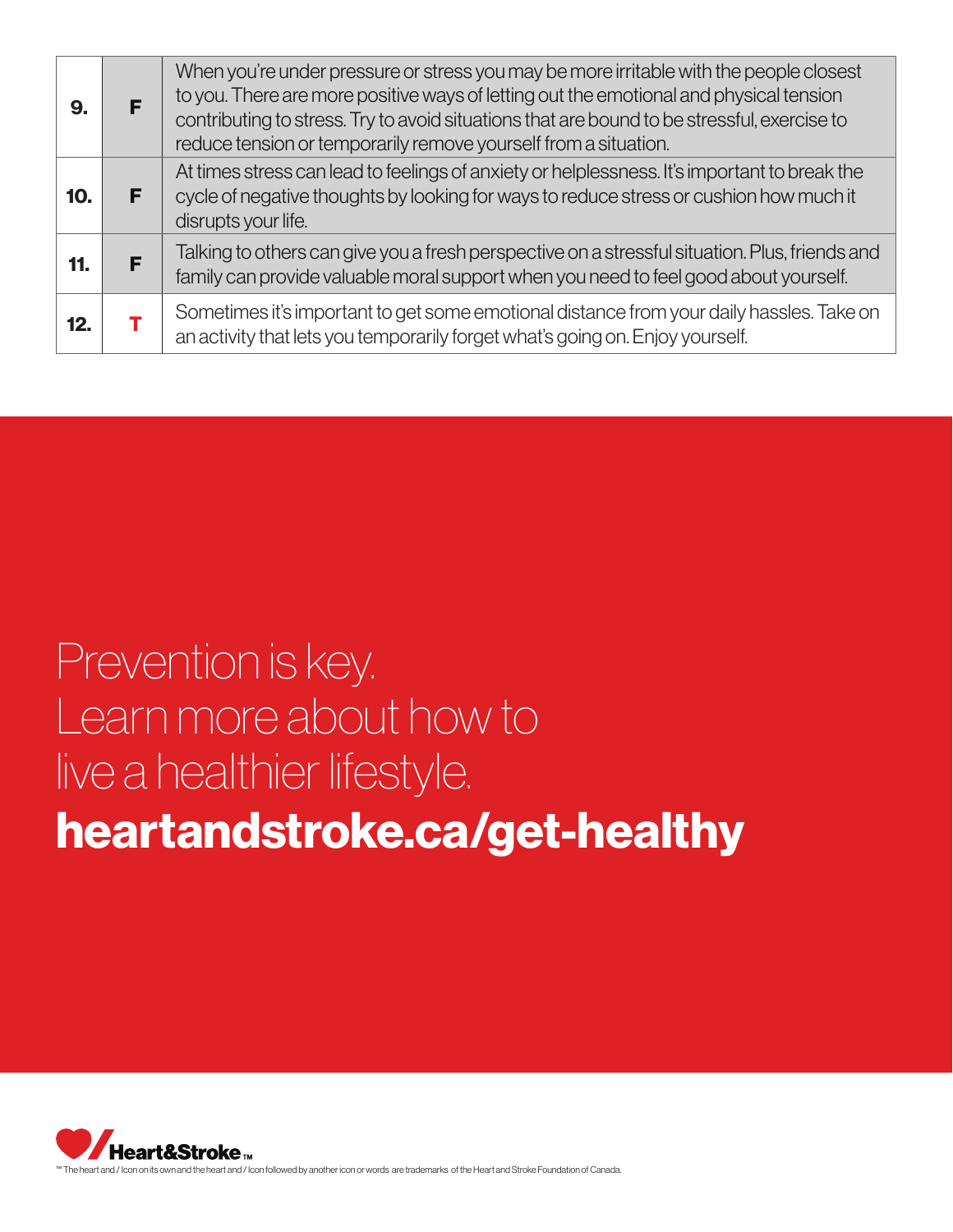| | | |
|---|---|---|
| **9.** | **F** | When you're under pressure or stress you may be more irritable with the people closest to you. There are more positive ways of letting out the emotional and physical tension contributing to stress. Try to avoid situations that are bound to be stressful, exercise to reduce tension or temporarily remove yourself from a situation. |
| **10.** | **F** | At times stress can lead to feelings of anxiety or helplessness. It's important to break the cycle of negative thoughts by looking for ways to reduce stress or cushion how much it disrupts your life. |
| **11.** | **F** | Talking to others can give you a fresh perspective on a stressful situation. Plus, friends and family can provide valuable moral support when you need to feel good about yourself. |
| **12.** | **T** | Sometimes it's important to get some emotional distance from your daily hassles. Take on an activity that lets you temporarily forget what's going on. Enjoy yourself. |

Prevention is key.
Learn more about how to
live a healthier lifestyle.

**heartandstroke.ca/get-healthy**

Heart&Stroke™

™ The heart and / Icon on its own and the heart and / Icon followed by another icon or words are trademarks of the Heart and Stroke Foundation of Canada.